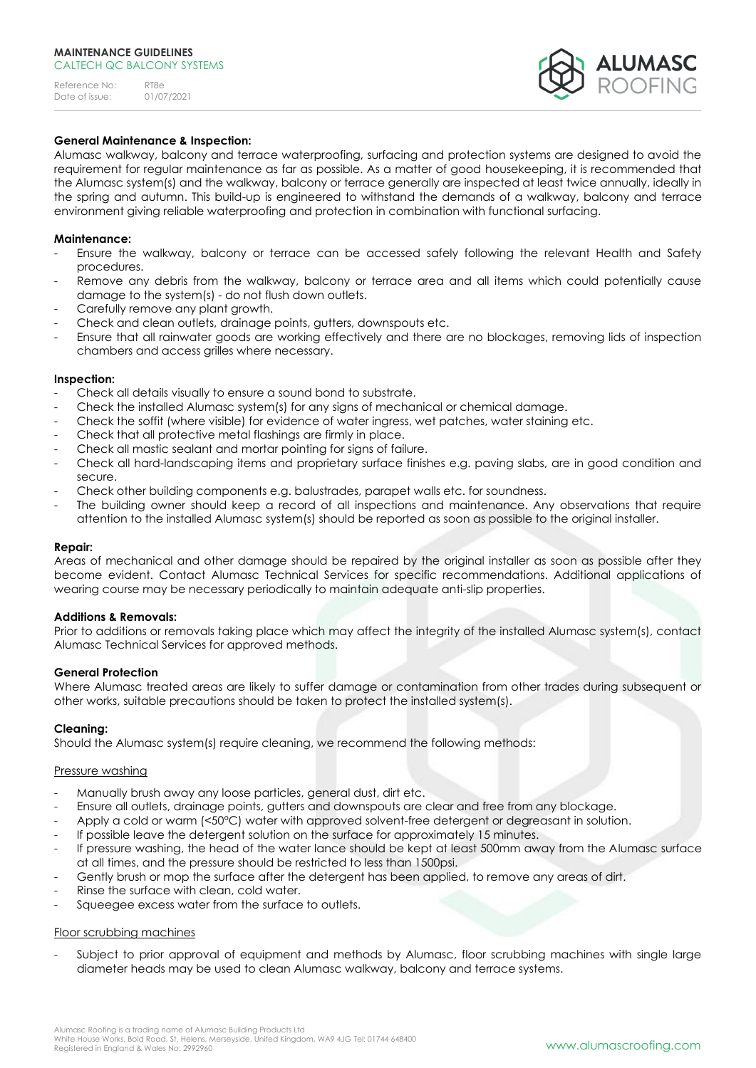**MAINTENANCE GUIDELINES**
CALTECH QC BALCONY SYSTEMS

Reference No: RT8e
Date of issue: 01/07/2021

### General Maintenance & Inspection:

Alumasc walkway, balcony and terrace waterproofing, surfacing and protection systems are designed to avoid the requirement for regular maintenance as far as possible. As a matter of good housekeeping, it is recommended that the Alumasc system(s) and the walkway, balcony or terrace generally are inspected at least twice annually, ideally in the spring and autumn. This build-up is engineered to withstand the demands of a walkway, balcony and terrace environment giving reliable waterproofing and protection in combination with functional surfacing.

### Maintenance:

- Ensure the walkway, balcony or terrace can be accessed safely following the relevant Health and Safety procedures.
- Remove any debris from the walkway, balcony or terrace area and all items which could potentially cause damage to the system(s) - do not flush down outlets.
- Carefully remove any plant growth.
- Check and clean outlets, drainage points, gutters, downspouts etc.
- Ensure that all rainwater goods are working effectively and there are no blockages, removing lids of inspection chambers and access grilles where necessary.

### Inspection:

- Check all details visually to ensure a sound bond to substrate.
- Check the installed Alumasc system(s) for any signs of mechanical or chemical damage.
- Check the soffit (where visible) for evidence of water ingress, wet patches, water staining etc.
- Check that all protective metal flashings are firmly in place.
- Check all mastic sealant and mortar pointing for signs of failure.
- Check all hard-landscaping items and proprietary surface finishes e.g. paving slabs, are in good condition and secure.
- Check other building components e.g. balustrades, parapet walls etc. for soundness.
- The building owner should keep a record of all inspections and maintenance. Any observations that require attention to the installed Alumasc system(s) should be reported as soon as possible to the original installer.

### Repair:

Areas of mechanical and other damage should be repaired by the original installer as soon as possible after they become evident. Contact Alumasc Technical Services for specific recommendations. Additional applications of wearing course may be necessary periodically to maintain adequate anti-slip properties.

### Additions & Removals:

Prior to additions or removals taking place which may affect the integrity of the installed Alumasc system(s), contact Alumasc Technical Services for approved methods.

### General Protection

Where Alumasc treated areas are likely to suffer damage or contamination from other trades during subsequent or other works, suitable precautions should be taken to protect the installed system(s).

### Cleaning:

Should the Alumasc system(s) require cleaning, we recommend the following methods:

<u>Pressure washing</u>

- Manually brush away any loose particles, general dust, dirt etc.
- Ensure all outlets, drainage points, gutters and downspouts are clear and free from any blockage.
- Apply a cold or warm (<50°C) water with approved solvent-free detergent or degreasant in solution.
- If possible leave the detergent solution on the surface for approximately 15 minutes.
- If pressure washing, the head of the water lance should be kept at least 500mm away from the Alumasc surface at all times, and the pressure should be restricted to less than 1500psi.
- Gently brush or mop the surface after the detergent has been applied, to remove any areas of dirt.
- Rinse the surface with clean, cold water.
- Squeegee excess water from the surface to outlets.

<u>Floor scrubbing machines</u>

- Subject to prior approval of equipment and methods by Alumasc, floor scrubbing machines with single large diameter heads may be used to clean Alumasc walkway, balcony and terrace systems.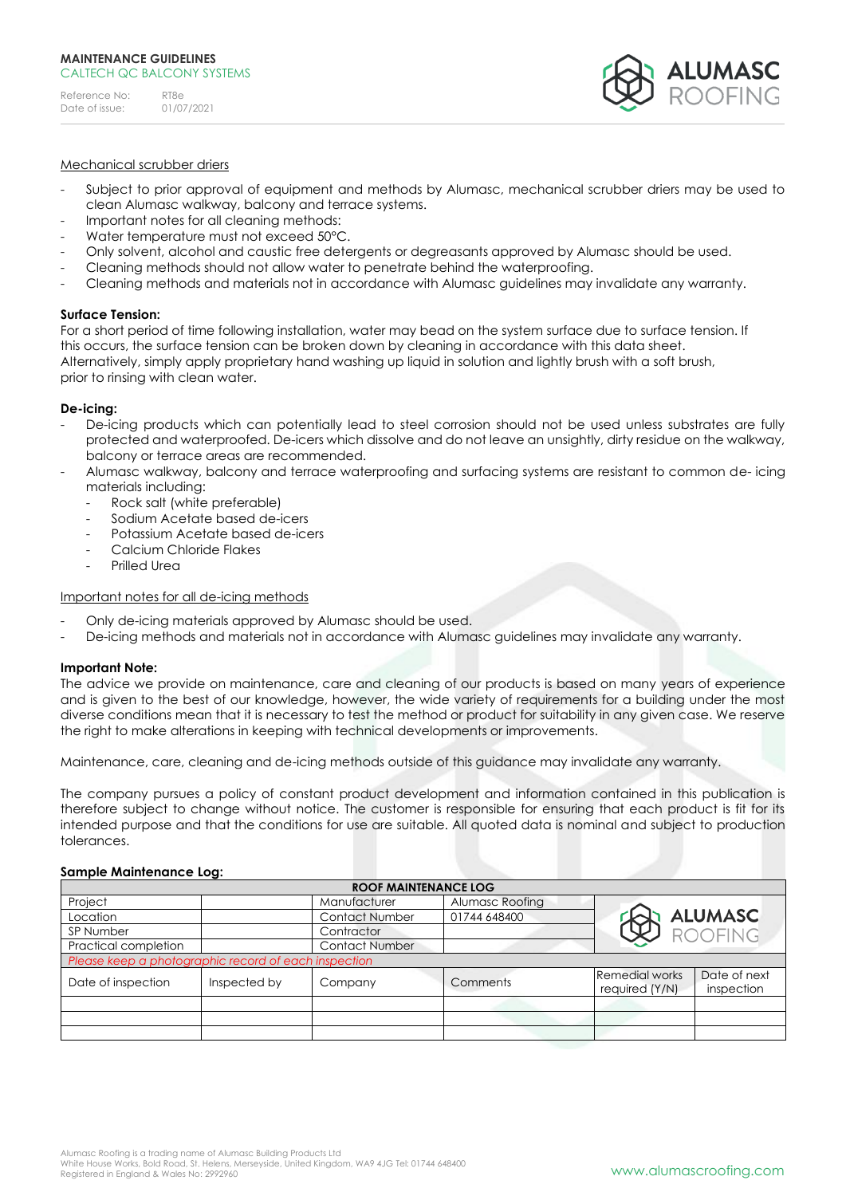Mechanical scrubber driers

- Subject to prior approval of equipment and methods by Alumasc, mechanical scrubber driers may be used to clean Alumasc walkway, balcony and terrace systems.
- Important notes for all cleaning methods:
- Water temperature must not exceed 50°C.
- Only solvent, alcohol and caustic free detergents or degreasants approved by Alumasc should be used.
- Cleaning methods should not allow water to penetrate behind the waterproofing.
- Cleaning methods and materials not in accordance with Alumasc guidelines may invalidate any warranty.

**Surface Tension:**

For a short period of time following installation, water may bead on the system surface due to surface tension. If this occurs, the surface tension can be broken down by cleaning in accordance with this data sheet. Alternatively, simply apply proprietary hand washing up liquid in solution and lightly brush with a soft brush, prior to rinsing with clean water.

**De-icing:**

- De-icing products which can potentially lead to steel corrosion should not be used unless substrates are fully protected and waterproofed. De-icers which dissolve and do not leave an unsightly, dirty residue on the walkway, balcony or terrace areas are recommended.
- Alumasc walkway, balcony and terrace waterproofing and surfacing systems are resistant to common de- icing materials including:
  - Rock salt (white preferable)
  - Sodium Acetate based de-icers
  - Potassium Acetate based de-icers
  - Calcium Chloride Flakes
  - Prilled Urea

Important notes for all de-icing methods

- Only de-icing materials approved by Alumasc should be used.
- De-icing methods and materials not in accordance with Alumasc guidelines may invalidate any warranty.

**Important Note:**

The advice we provide on maintenance, care and cleaning of our products is based on many years of experience and is given to the best of our knowledge, however, the wide variety of requirements for a building under the most diverse conditions mean that it is necessary to test the method or product for suitability in any given case. We reserve the right to make alterations in keeping with technical developments or improvements.

Maintenance, care, cleaning and de-icing methods outside of this guidance may invalidate any warranty.

The company pursues a policy of constant product development and information contained in this publication is therefore subject to change without notice. The customer is responsible for ensuring that each product is fit for its intended purpose and that the conditions for use are suitable. All quoted data is nominal and subject to production tolerances.

**Sample Maintenance Log:**

| ROOF MAINTENANCE LOG | | | | | |
|---|---|---|---|---|---|
| Project | | Manufacturer | Alumasc Roofing | ALUMASC ROOFING | |
| Location | | Contact Number | 01744 648400 | | |
| SP Number | | Contractor | | | |
| Practical completion | | Contact Number | | | |
| *Please keep a photographic record of each inspection* | | | | | |
| Date of inspection | Inspected by | Company | Comments | Remedial works required (Y/N) | Date of next inspection |
| | | | | | |
| | | | | | |
| | | | | | |